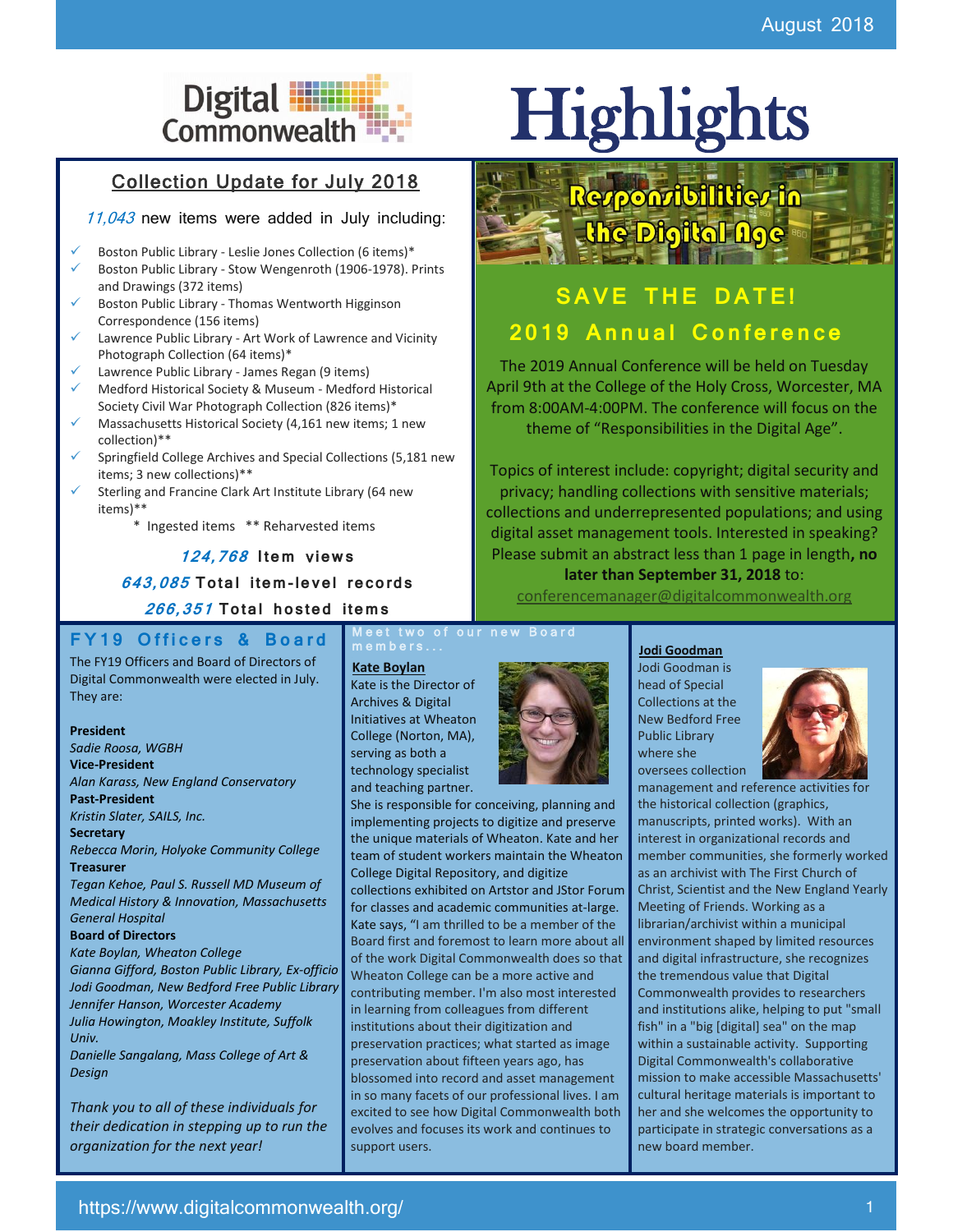August 2018

# Digital Commonwealth Highlights

## Collection Update for July 2018

*11,043* new items were added in July including:

- Boston Public Library - Leslie Jones Collection (6 items)*
- Boston Public Library - Stow Wengenroth (1906-1978). Prints and Drawings (372 items)
- Boston Public Library - Thomas Wentworth Higginson Correspondence (156 items)
- Lawrence Public Library - Art Work of Lawrence and Vicinity Photograph Collection (64 items)*
- Lawrence Public Library - James Regan (9 items)
- Medford Historical Society & Museum - Medford Historical Society Civil War Photograph Collection (826 items)*
- Massachusetts Historical Society (4,161 new items; 1 new collection)**
- Springfield College Archives and Special Collections (5,181 new items; 3 new collections)**
- Sterling and Francine Clark Art Institute Library (64 new items)**

\* Ingested items ** Reharvested items

***124,768*** **Item views**

***643,085*** **Total item-level records**

***266,351*** **Total hosted items**

## Responsibilities in the Digital Age

### SAVE THE DATE!

### 2019 Annual Conference

The 2019 Annual Conference will be held on Tuesday April 9th at the College of the Holy Cross, Worcester, MA from 8:00AM-4:00PM. The conference will focus on the theme of "Responsibilities in the Digital Age".

Topics of interest include: copyright; digital security and privacy; handling collections with sensitive materials; collections and underrepresented populations; and using digital asset management tools. Interested in speaking? Please submit an abstract less than 1 page in length**, no later than September 31, 2018** to: conferencemanager@digitalcommonwealth.org

## FY19 Officers & Board

The FY19 Officers and Board of Directors of Digital Commonwealth were elected in July. They are:

**President**
*Sadie Roosa, WGBH*

**Vice-President**
*Alan Karass, New England Conservatory*

**Past-President**
*Kristin Slater, SAILS, Inc.*

**Secretary**
*Rebecca Morin, Holyoke Community College*

**Treasurer**
*Tegan Kehoe, Paul S. Russell MD Museum of Medical History & Innovation, Massachusetts General Hospital*

**Board of Directors**
*Kate Boylan, Wheaton College*
*Gianna Gifford, Boston Public Library, Ex-officio*
*Jodi Goodman, New Bedford Free Public Library*
*Jennifer Hanson, Worcester Academy*
*Julia Howington, Moakley Institute, Suffolk Univ.*
*Danielle Sangalang, Mass College of Art & Design*

*Thank you to all of these individuals for their dedication in stepping up to run the organization for the next year!*

## Meet two of our new Board members...

### Kate Boylan

Kate is the Director of Archives & Digital Initiatives at Wheaton College (Norton, MA), serving as both a technology specialist and teaching partner. She is responsible for conceiving, planning and implementing projects to digitize and preserve the unique materials of Wheaton. Kate and her team of student workers maintain the Wheaton College Digital Repository, and digitize collections exhibited on Artstor and JStor Forum for classes and academic communities at-large. Kate says, "I am thrilled to be a member of the Board first and foremost to learn more about all of the work Digital Commonwealth does so that Wheaton College can be a more active and contributing member. I'm also most interested in learning from colleagues from different institutions about their digitization and preservation practices; what started as image preservation about fifteen years ago, has blossomed into record and asset management in so many facets of our professional lives. I am excited to see how Digital Commonwealth both evolves and focuses its work and continues to support users.

### Jodi Goodman

Jodi Goodman is head of Special Collections at the New Bedford Free Public Library where she oversees collection management and reference activities for the historical collection (graphics, manuscripts, printed works). With an interest in organizational records and member communities, she formerly worked as an archivist with The First Church of Christ, Scientist and the New England Yearly Meeting of Friends. Working as a librarian/archivist within a municipal environment shaped by limited resources and digital infrastructure, she recognizes the tremendous value that Digital Commonwealth provides to researchers and institutions alike, helping to put "small fish" in a "big [digital] sea" on the map within a sustainable activity. Supporting Digital Commonwealth's collaborative mission to make accessible Massachusetts' cultural heritage materials is important to her and she welcomes the opportunity to participate in strategic conversations as a new board member.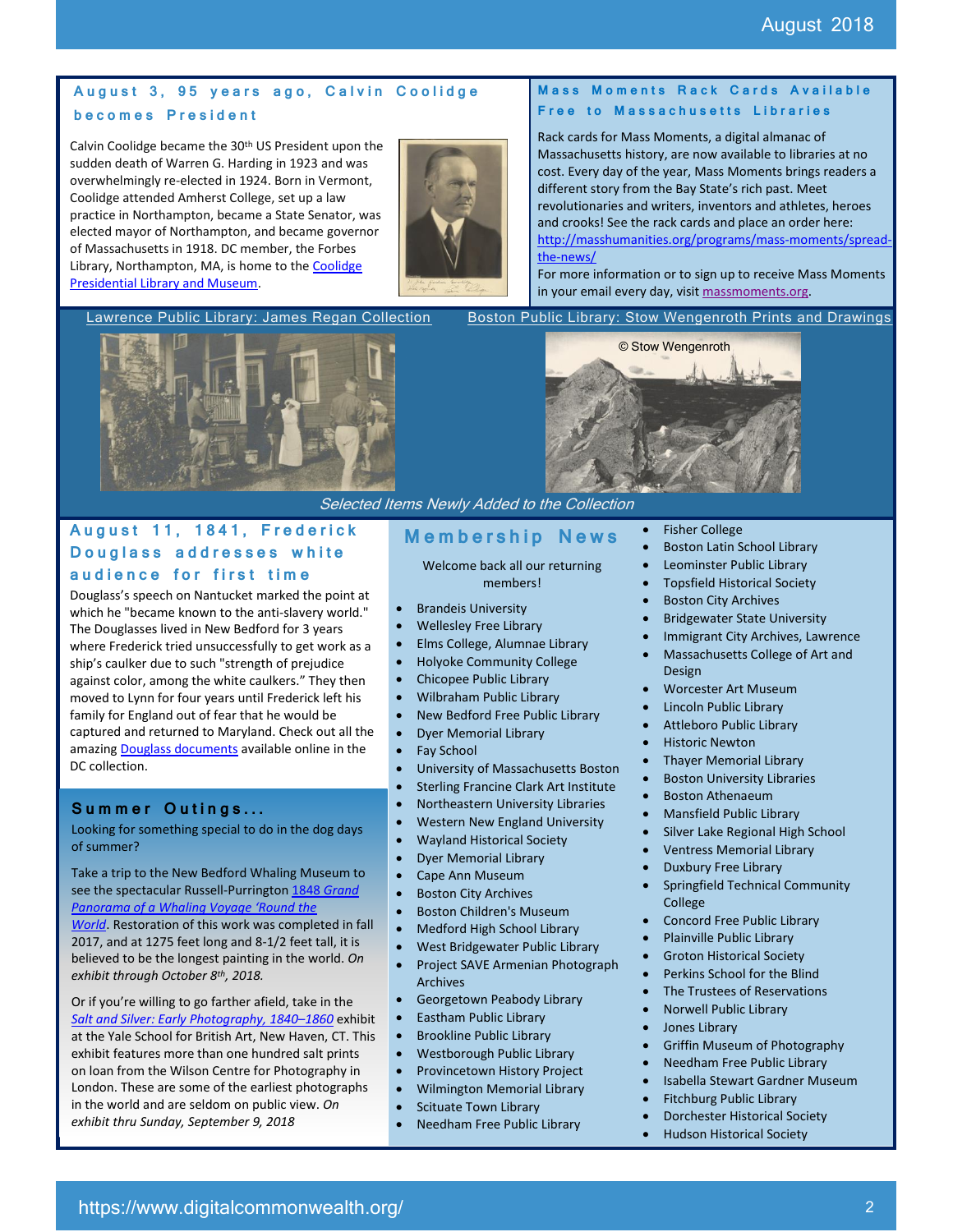## August 3, 95 years ago, Calvin Coolidge becomes President

Calvin Coolidge became the 30th US President upon the sudden death of Warren G. Harding in 1923 and was overwhelmingly re-elected in 1924. Born in Vermont, Coolidge attended Amherst College, set up a law practice in Northampton, became a State Senator, was elected mayor of Northampton, and became governor of Massachusetts in 1918. DC member, the Forbes Library, Northampton, MA, is home to the Coolidge Presidential Library and Museum.

## Mass Moments Rack Cards Available Free to Massachusetts Libraries

Rack cards for Mass Moments, a digital almanac of Massachusetts history, are now available to libraries at no cost. Every day of the year, Mass Moments brings readers a different story from the Bay State's rich past. Meet revolutionaries and writers, inventors and athletes, heroes and crooks! See the rack cards and place an order here: http://masshumanities.org/programs/mass-moments/spread-the-news/

For more information or to sign up to receive Mass Moments in your email every day, visit massmoments.org.

Lawrence Public Library: James Regan Collection

Boston Public Library: Stow Wengenroth Prints and Drawings

© Stow Wengenroth

*Selected Items Newly Added to the Collection*

## August 11, 1841, Frederick Douglass addresses white audience for first time

Douglass's speech on Nantucket marked the point at which he "became known to the anti-slavery world." The Douglasses lived in New Bedford for 3 years where Frederick tried unsuccessfully to get work as a ship's caulker due to such "strength of prejudice against color, among the white caulkers." They then moved to Lynn for four years until Frederick left his family for England out of fear that he would be captured and returned to Maryland. Check out all the amazing Douglass documents available online in the DC collection.

## Summer Outings...

Looking for something special to do in the dog days of summer?

Take a trip to the New Bedford Whaling Museum to see the spectacular Russell-Purrington *1848 Grand Panorama of a Whaling Voyage 'Round the World*. Restoration of this work was completed in fall 2017, and at 1275 feet long and 8-1/2 feet tall, it is believed to be the longest painting in the world. *On exhibit through October 8th, 2018.*

Or if you're willing to go farther afield, take in the *Salt and Silver: Early Photography, 1840–1860* exhibit at the Yale School for British Art, New Haven, CT. This exhibit features more than one hundred salt prints on loan from the Wilson Centre for Photography in London. These are some of the earliest photographs in the world and are seldom on public view. *On exhibit thru Sunday, September 9, 2018*

## Membership News

Welcome back all our returning members!

- Brandeis University
- Wellesley Free Library
- Elms College, Alumnae Library
- Holyoke Community College
- Chicopee Public Library
- Wilbraham Public Library
- New Bedford Free Public Library
- Dyer Memorial Library
- Fay School
- University of Massachusetts Boston
- Sterling Francine Clark Art Institute
- Northeastern University Libraries
- Western New England University
- Wayland Historical Society
- Dyer Memorial Library
- Cape Ann Museum
- Boston City Archives
- Boston Children's Museum
- Medford High School Library
- West Bridgewater Public Library
- Project SAVE Armenian Photograph Archives
- Georgetown Peabody Library
- Eastham Public Library
- Brookline Public Library
- Westborough Public Library
- Provincetown History Project
- Wilmington Memorial Library
- Scituate Town Library
- Needham Free Public Library
- Fisher College
- Boston Latin School Library
- Leominster Public Library
- Topsfield Historical Society
- Boston City Archives
- Bridgewater State University
- Immigrant City Archives, Lawrence
- Massachusetts College of Art and Design
- Worcester Art Museum
- Lincoln Public Library
- Attleboro Public Library
- Historic Newton
- Thayer Memorial Library
- Boston University Libraries
- Boston Athenaeum
- Mansfield Public Library
- Silver Lake Regional High School
- Ventress Memorial Library
- Duxbury Free Library
- Springfield Technical Community College
- Concord Free Public Library
- Plainville Public Library
- Groton Historical Society
- Perkins School for the Blind
- The Trustees of Reservations
- Norwell Public Library
- Jones Library
- Griffin Museum of Photography
- Needham Free Public Library
- Isabella Stewart Gardner Museum
- Fitchburg Public Library
- Dorchester Historical Society
- Hudson Historical Society